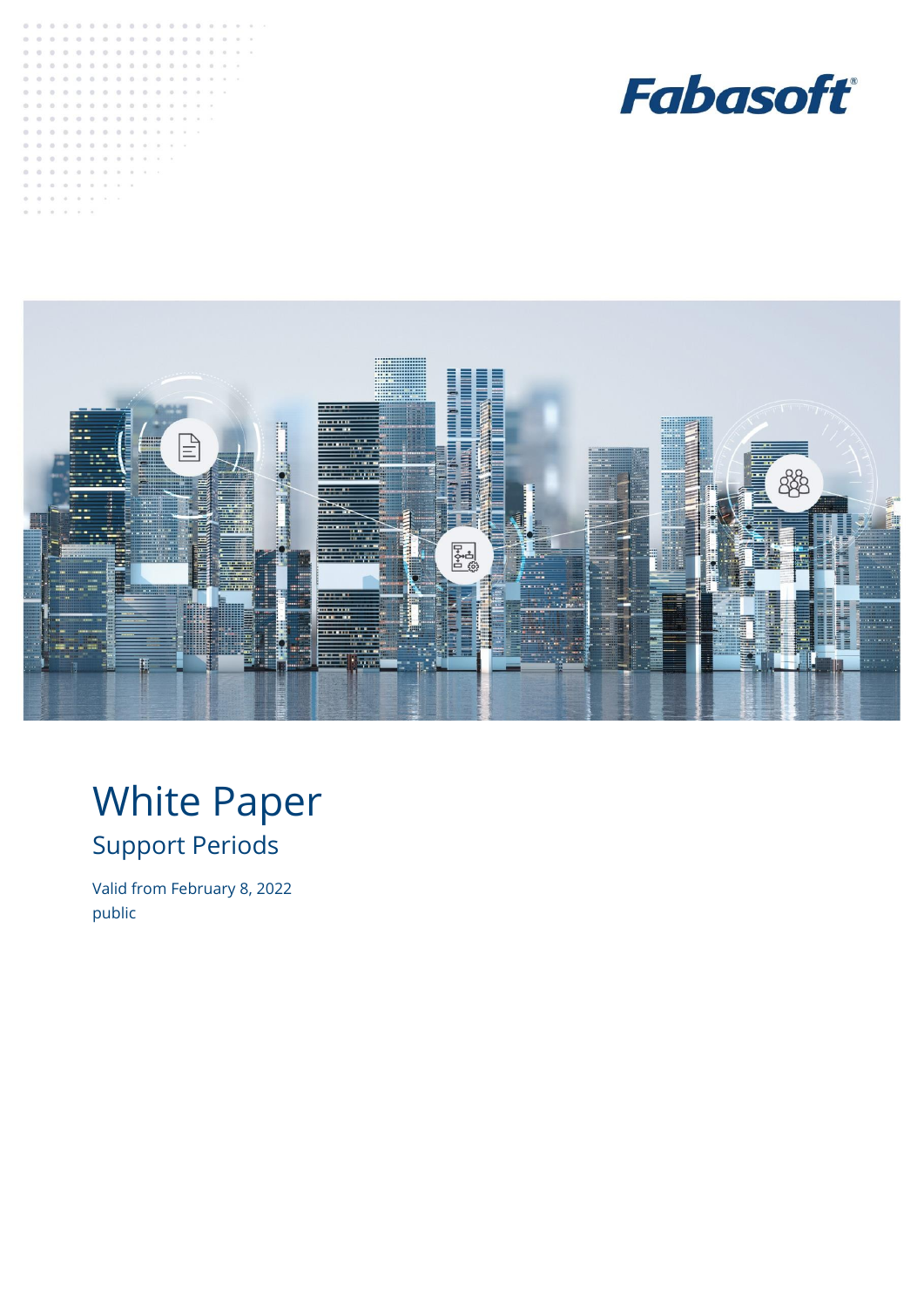Fabasoft

# White Paper

## Support Periods

Valid from February 8, 2022

public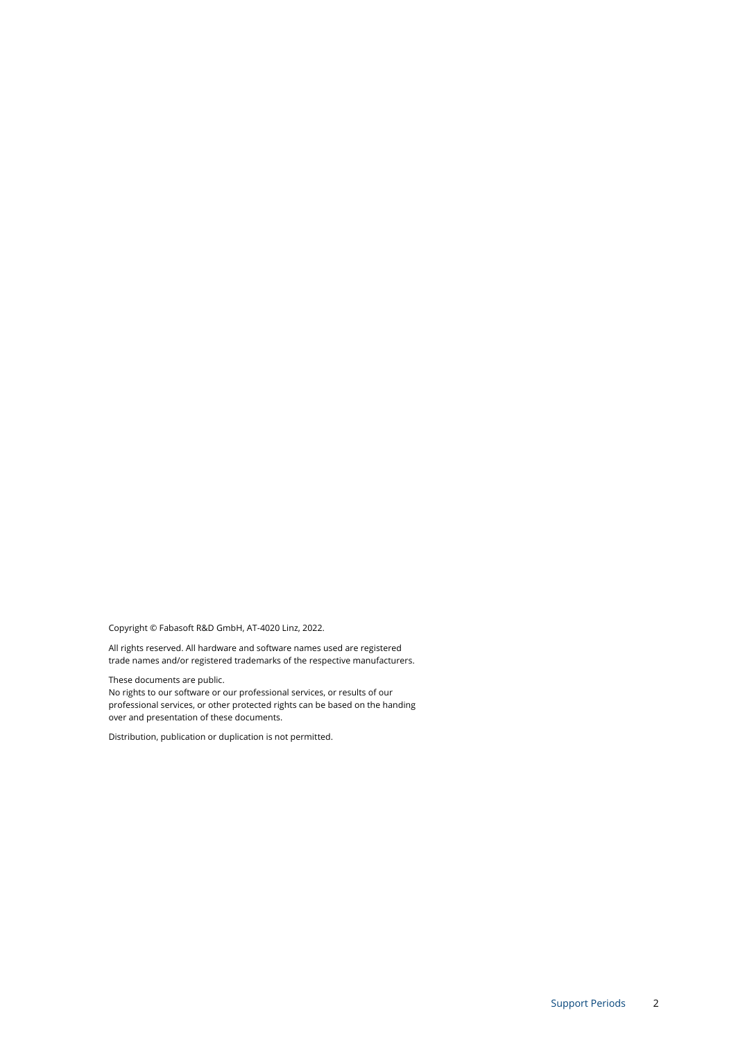Copyright © Fabasoft R&D GmbH, AT-4020 Linz, 2022.

All rights reserved. All hardware and software names used are registered trade names and/or registered trademarks of the respective manufacturers.

These documents are public.
No rights to our software or our professional services, or results of our professional services, or other protected rights can be based on the handing over and presentation of these documents.

Distribution, publication or duplication is not permitted.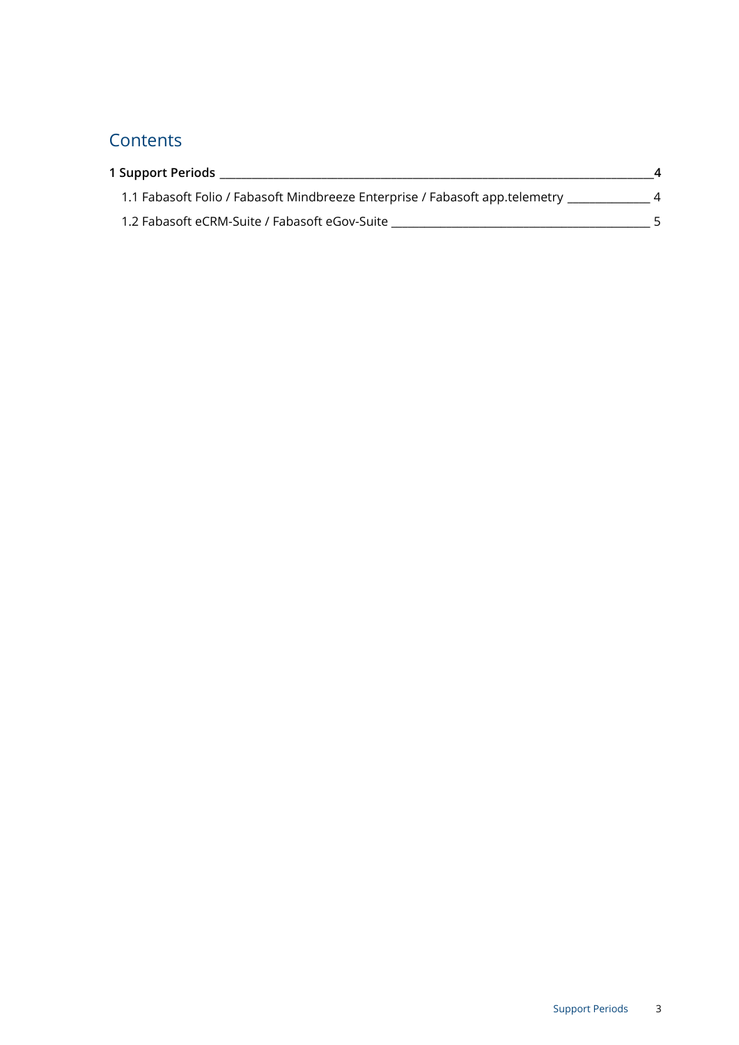# Contents

**1 Support Periods** **4**

1.1 Fabasoft Folio / Fabasoft Mindbreeze Enterprise / Fabasoft app.telemetry 4

1.2 Fabasoft eCRM-Suite / Fabasoft eGov-Suite 5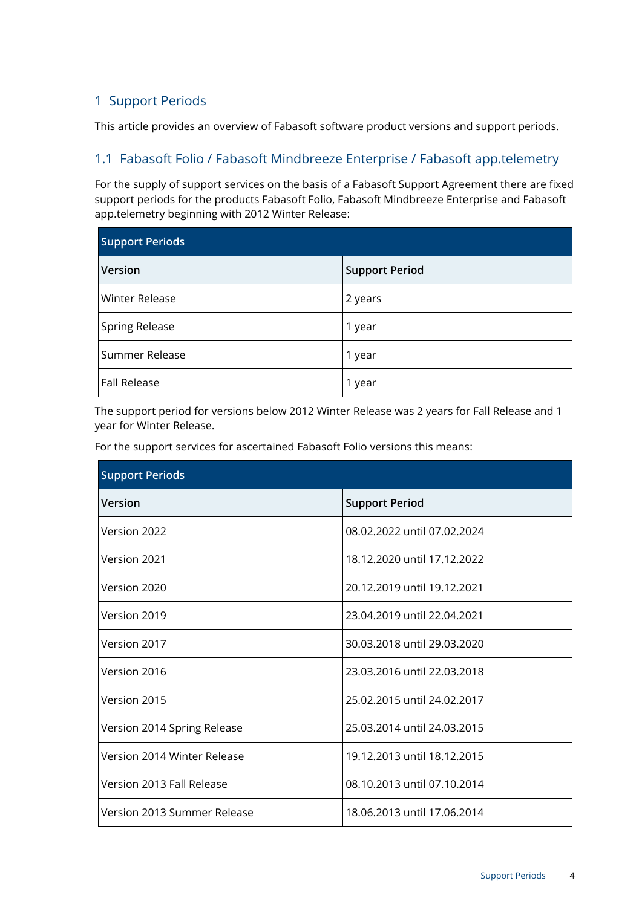# 1 Support Periods

This article provides an overview of Fabasoft software product versions and support periods.

## 1.1 Fabasoft Folio / Fabasoft Mindbreeze Enterprise / Fabasoft app.telemetry

For the supply of support services on the basis of a Fabasoft Support Agreement there are fixed support periods for the products Fabasoft Folio, Fabasoft Mindbreeze Enterprise and Fabasoft app.telemetry beginning with 2012 Winter Release:

| Support Periods | |
|---|---|
| **Version** | **Support Period** |
| Winter Release | 2 years |
| Spring Release | 1 year |
| Summer Release | 1 year |
| Fall Release | 1 year |

The support period for versions below 2012 Winter Release was 2 years for Fall Release and 1 year for Winter Release.

For the support services for ascertained Fabasoft Folio versions this means:

| Support Periods | |
|---|---|
| **Version** | **Support Period** |
| Version 2022 | 08.02.2022 until 07.02.2024 |
| Version 2021 | 18.12.2020 until 17.12.2022 |
| Version 2020 | 20.12.2019 until 19.12.2021 |
| Version 2019 | 23.04.2019 until 22.04.2021 |
| Version 2017 | 30.03.2018 until 29.03.2020 |
| Version 2016 | 23.03.2016 until 22.03.2018 |
| Version 2015 | 25.02.2015 until 24.02.2017 |
| Version 2014 Spring Release | 25.03.2014 until 24.03.2015 |
| Version 2014 Winter Release | 19.12.2013 until 18.12.2015 |
| Version 2013 Fall Release | 08.10.2013 until 07.10.2014 |
| Version 2013 Summer Release | 18.06.2013 until 17.06.2014 |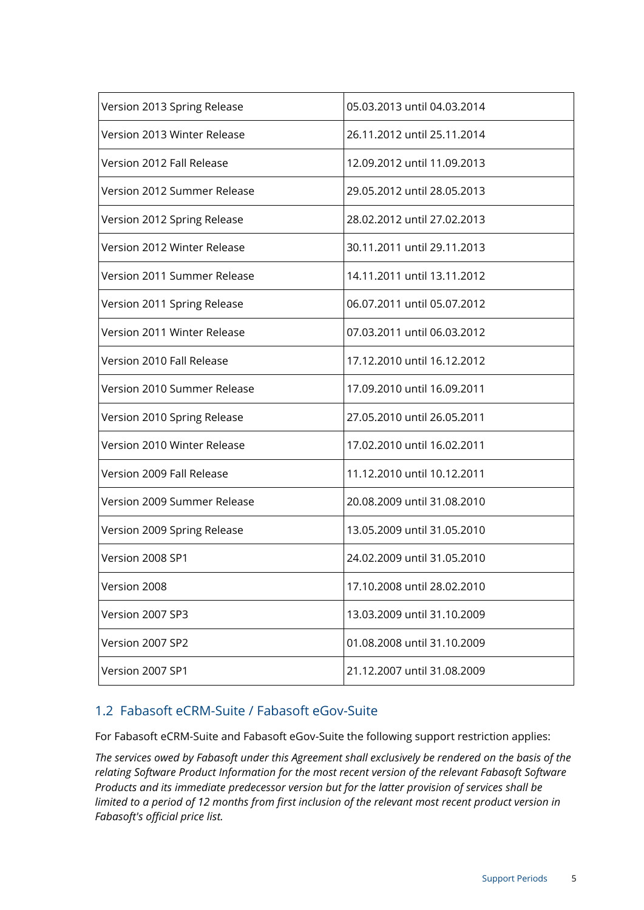| | |
|---|---|
| Version 2013 Spring Release | 05.03.2013 until 04.03.2014 |
| Version 2013 Winter Release | 26.11.2012 until 25.11.2014 |
| Version 2012 Fall Release | 12.09.2012 until 11.09.2013 |
| Version 2012 Summer Release | 29.05.2012 until 28.05.2013 |
| Version 2012 Spring Release | 28.02.2012 until 27.02.2013 |
| Version 2012 Winter Release | 30.11.2011 until 29.11.2013 |
| Version 2011 Summer Release | 14.11.2011 until 13.11.2012 |
| Version 2011 Spring Release | 06.07.2011 until 05.07.2012 |
| Version 2011 Winter Release | 07.03.2011 until 06.03.2012 |
| Version 2010 Fall Release | 17.12.2010 until 16.12.2012 |
| Version 2010 Summer Release | 17.09.2010 until 16.09.2011 |
| Version 2010 Spring Release | 27.05.2010 until 26.05.2011 |
| Version 2010 Winter Release | 17.02.2010 until 16.02.2011 |
| Version 2009 Fall Release | 11.12.2010 until 10.12.2011 |
| Version 2009 Summer Release | 20.08.2009 until 31.08.2010 |
| Version 2009 Spring Release | 13.05.2009 until 31.05.2010 |
| Version 2008 SP1 | 24.02.2009 until 31.05.2010 |
| Version 2008 | 17.10.2008 until 28.02.2010 |
| Version 2007 SP3 | 13.03.2009 until 31.10.2009 |
| Version 2007 SP2 | 01.08.2008 until 31.10.2009 |
| Version 2007 SP1 | 21.12.2007 until 31.08.2009 |

## 1.2 Fabasoft eCRM-Suite / Fabasoft eGov-Suite

For Fabasoft eCRM-Suite and Fabasoft eGov-Suite the following support restriction applies:

*The services owed by Fabasoft under this Agreement shall exclusively be rendered on the basis of the relating Software Product Information for the most recent version of the relevant Fabasoft Software Products and its immediate predecessor version but for the latter provision of services shall be limited to a period of 12 months from first inclusion of the relevant most recent product version in Fabasoft's official price list.*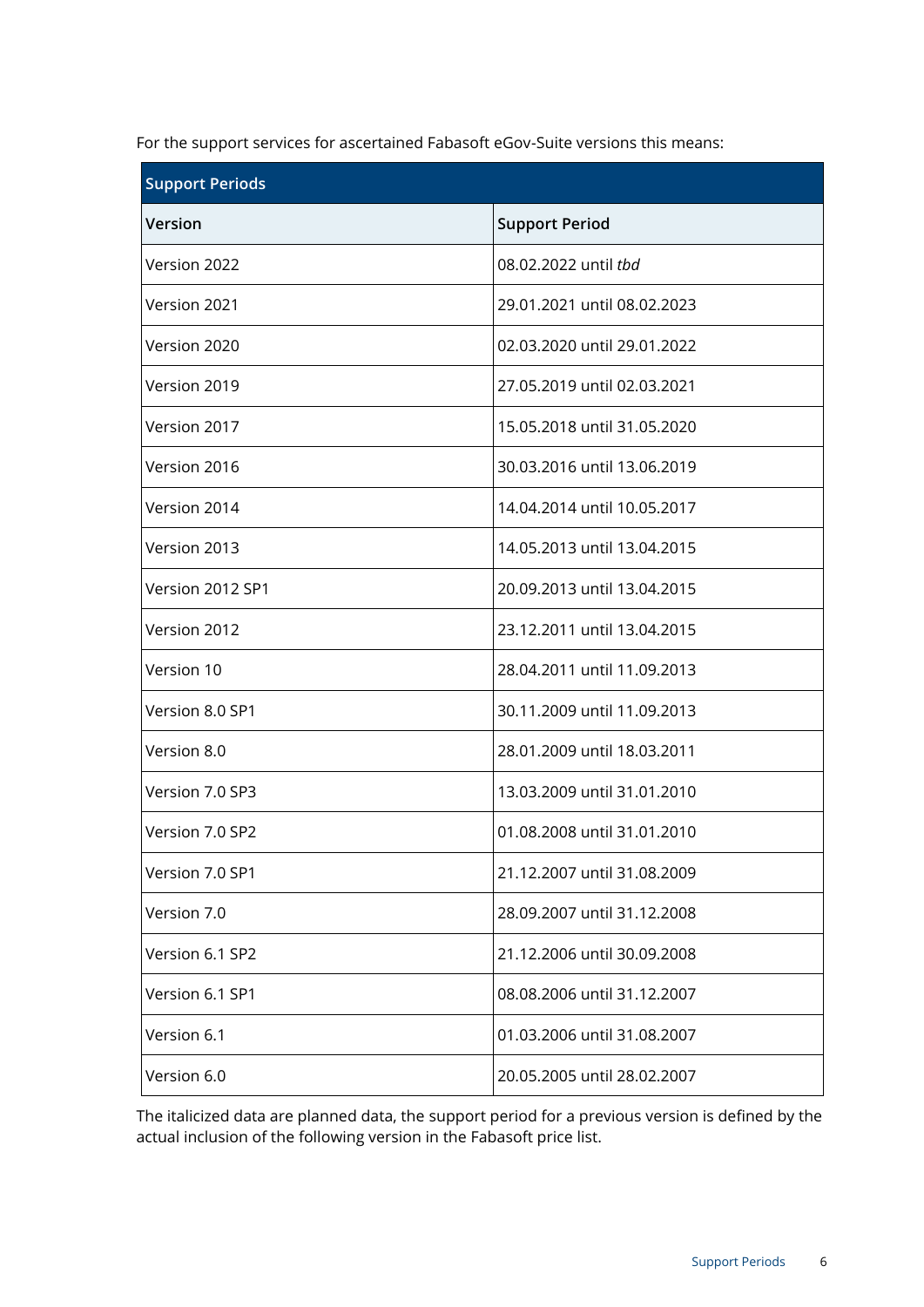For the support services for ascertained Fabasoft eGov-Suite versions this means:

| Support Periods | |
|---|---|
| **Version** | **Support Period** |
| Version 2022 | 08.02.2022 until *tbd* |
| Version 2021 | 29.01.2021 until 08.02.2023 |
| Version 2020 | 02.03.2020 until 29.01.2022 |
| Version 2019 | 27.05.2019 until 02.03.2021 |
| Version 2017 | 15.05.2018 until 31.05.2020 |
| Version 2016 | 30.03.2016 until 13.06.2019 |
| Version 2014 | 14.04.2014 until 10.05.2017 |
| Version 2013 | 14.05.2013 until 13.04.2015 |
| Version 2012 SP1 | 20.09.2013 until 13.04.2015 |
| Version 2012 | 23.12.2011 until 13.04.2015 |
| Version 10 | 28.04.2011 until 11.09.2013 |
| Version 8.0 SP1 | 30.11.2009 until 11.09.2013 |
| Version 8.0 | 28.01.2009 until 18.03.2011 |
| Version 7.0 SP3 | 13.03.2009 until 31.01.2010 |
| Version 7.0 SP2 | 01.08.2008 until 31.01.2010 |
| Version 7.0 SP1 | 21.12.2007 until 31.08.2009 |
| Version 7.0 | 28.09.2007 until 31.12.2008 |
| Version 6.1 SP2 | 21.12.2006 until 30.09.2008 |
| Version 6.1 SP1 | 08.08.2006 until 31.12.2007 |
| Version 6.1 | 01.03.2006 until 31.08.2007 |
| Version 6.0 | 20.05.2005 until 28.02.2007 |

The italicized data are planned data, the support period for a previous version is defined by the actual inclusion of the following version in the Fabasoft price list.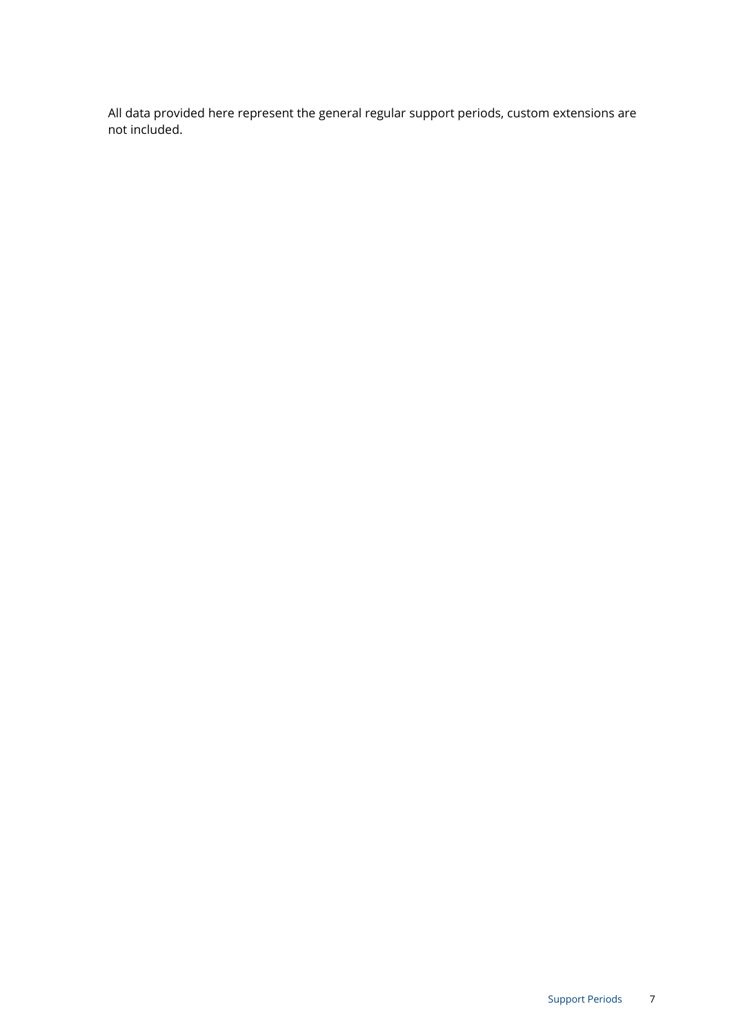All data provided here represent the general regular support periods, custom extensions are not included.